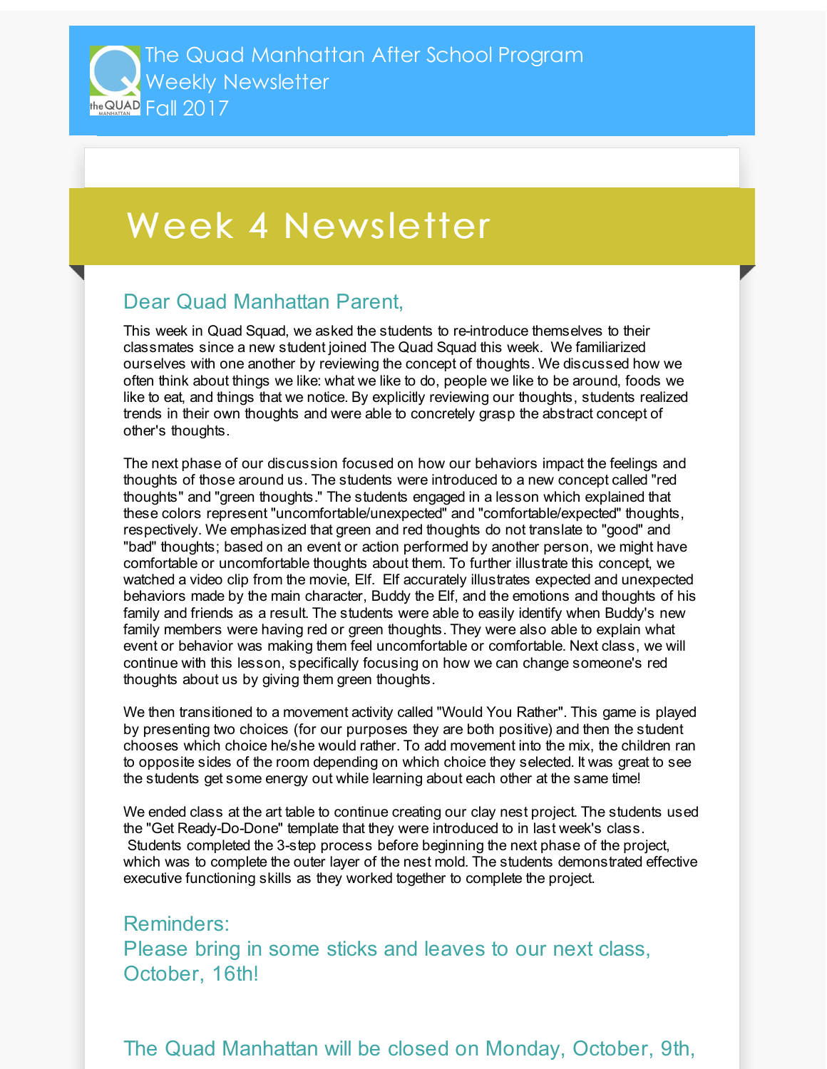The Quad Manhattan After School Program
Weekly Newsletter
Fall 2017

# Week 4 Newsletter

## Dear Quad Manhattan Parent,

This week in Quad Squad, we asked the students to re-introduce themselves to their classmates since a new student joined The Quad Squad this week. We familiarized ourselves with one another by reviewing the concept of thoughts. We discussed how we often think about things we like: what we like to do, people we like to be around, foods we like to eat, and things that we notice. By explicitly reviewing our thoughts, students realized trends in their own thoughts and were able to concretely grasp the abstract concept of other's thoughts.

The next phase of our discussion focused on how our behaviors impact the feelings and thoughts of those around us. The students were introduced to a new concept called "red thoughts" and "green thoughts." The students engaged in a lesson which explained that these colors represent "uncomfortable/unexpected" and "comfortable/expected" thoughts, respectively. We emphasized that green and red thoughts do not translate to "good" and "bad" thoughts; based on an event or action performed by another person, we might have comfortable or uncomfortable thoughts about them. To further illustrate this concept, we watched a video clip from the movie, Elf. Elf accurately illustrates expected and unexpected behaviors made by the main character, Buddy the Elf, and the emotions and thoughts of his family and friends as a result. The students were able to easily identify when Buddy's new family members were having red or green thoughts. They were also able to explain what event or behavior was making them feel uncomfortable or comfortable. Next class, we will continue with this lesson, specifically focusing on how we can change someone's red thoughts about us by giving them green thoughts.

We then transitioned to a movement activity called "Would You Rather". This game is played by presenting two choices (for our purposes they are both positive) and then the student chooses which choice he/she would rather. To add movement into the mix, the children ran to opposite sides of the room depending on which choice they selected. It was great to see the students get some energy out while learning about each other at the same time!

We ended class at the art table to continue creating our clay nest project. The students used the "Get Ready-Do-Done" template that they were introduced to in last week's class. Students completed the 3-step process before beginning the next phase of the project, which was to complete the outer layer of the nest mold. The students demonstrated effective executive functioning skills as they worked together to complete the project.

## Reminders:
## Please bring in some sticks and leaves to our next class, October, 16th!

## The Quad Manhattan will be closed on Monday, October, 9th,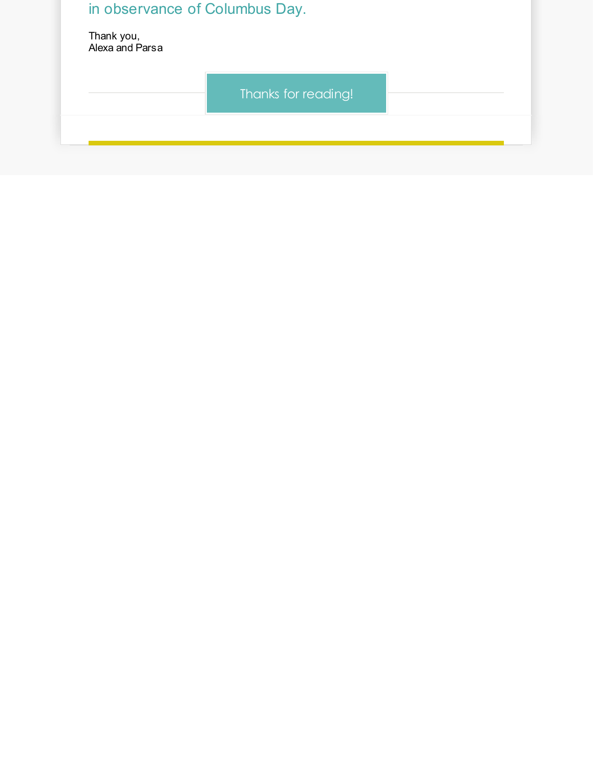in observance of Columbus Day.

Thank you,
Alexa and Parsa

Thanks for reading!